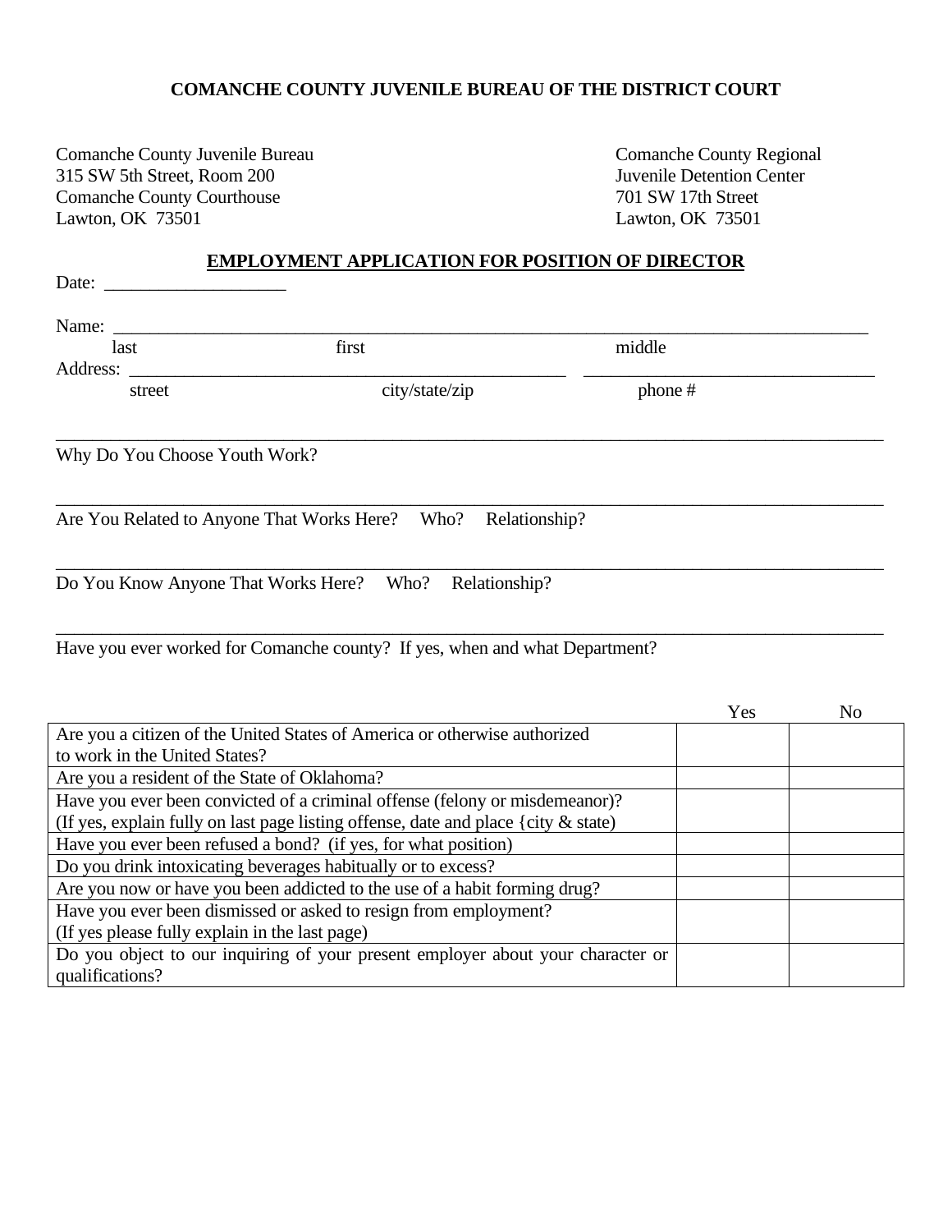**COMANCHE COUNTY JUVENILE BUREAU OF THE DISTRICT COURT**

Comanche County Juvenile Bureau
315 SW 5th Street, Room 200
Comanche County Courthouse
Lawton, OK 73501

Comanche County Regional
Juvenile Detention Center
701 SW 17th Street
Lawton, OK 73501

**EMPLOYMENT APPLICATION FOR POSITION OF DIRECTOR**

Date: ____________________

Name: ______________________________________________________________________________
last first middle

Address: __________________________________________________ ________________________________
street city/state/zip phone #

______________________________________________________________________________________________

Why Do You Choose Youth Work?

______________________________________________________________________________________________

Are You Related to Anyone That Works Here? Who? Relationship?

______________________________________________________________________________________________

Do You Know Anyone That Works Here? Who? Relationship?

______________________________________________________________________________________________

Have you ever worked for Comanche county? If yes, when and what Department?

| | Yes | No |
|---|---|---|
| Are you a citizen of the United States of America or otherwise authorized to work in the United States? | | |
| Are you a resident of the State of Oklahoma? | | |
| Have you ever been convicted of a criminal offense (felony or misdemeanor)? (If yes, explain fully on last page listing offense, date and place {city & state) | | |
| Have you ever been refused a bond? (if yes, for what position) | | |
| Do you drink intoxicating beverages habitually or to excess? | | |
| Are you now or have you been addicted to the use of a habit forming drug? | | |
| Have you ever been dismissed or asked to resign from employment? (If yes please fully explain in the last page) | | |
| Do you object to our inquiring of your present employer about your character or qualifications? | | |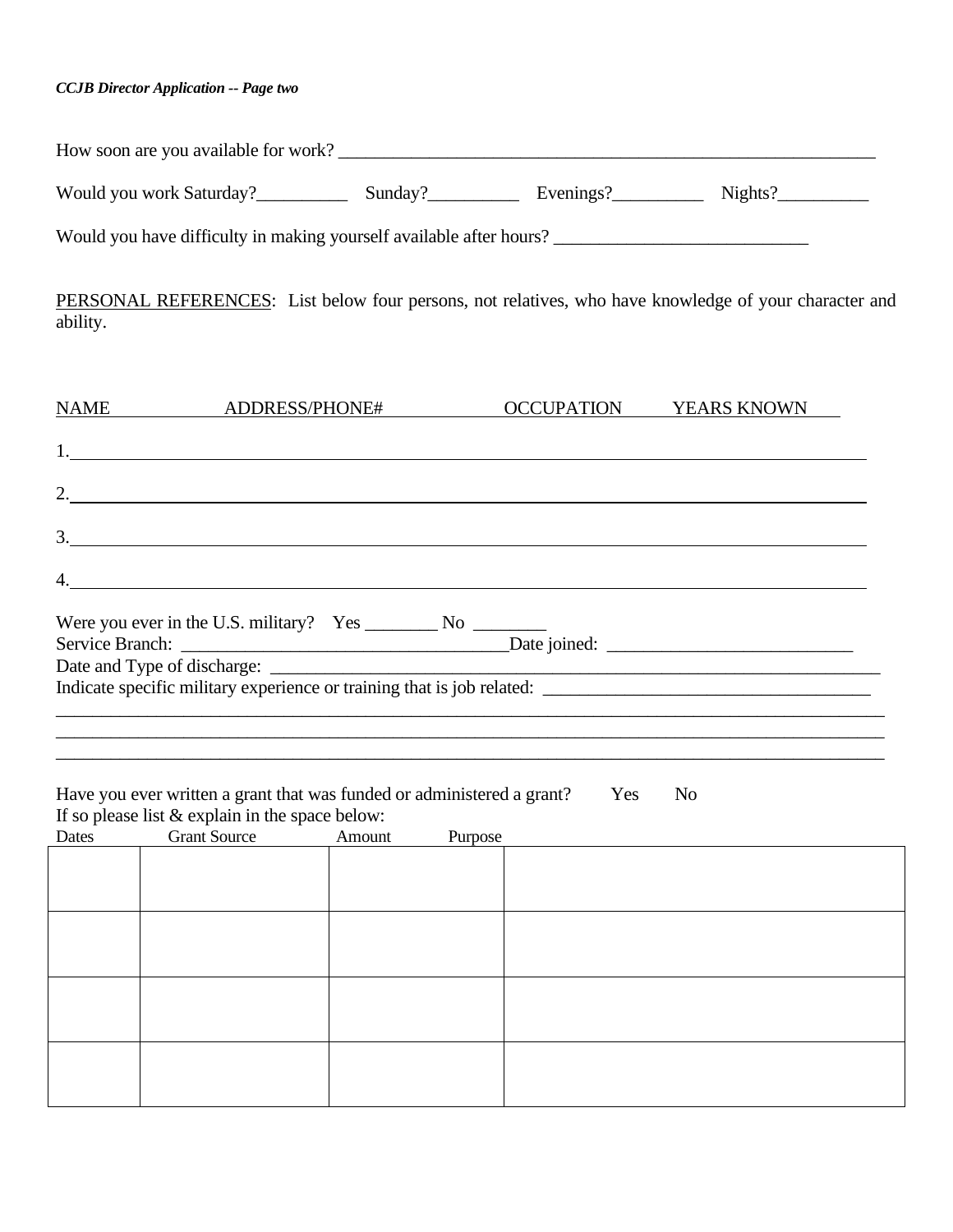*CCJB Director Application -- Page two*

How soon are you available for work? ___________________________________________________________

Would you work Saturday?__________ Sunday?__________ Evenings?__________ Nights?__________

Would you have difficulty in making yourself available after hours? ____________________________

PERSONAL REFERENCES: List below four persons, not relatives, who have knowledge of your character and ability.

| NAME | ADDRESS/PHONE# | OCCUPATION | YEARS KNOWN |
|---|---|---|---|
| 1. | | | |
| 2. | | | |
| 3. | | | |
| 4. | | | |

Were you ever in the U.S. military? Yes ________ No ________
Service Branch: ___________________________________Date joined: ___________________________
Date and Type of discharge: ___________________________________________________________________
Indicate specific military experience or training that is job related: ___________________________________
_____________________________________________________________________________________________
_____________________________________________________________________________________________
_____________________________________________________________________________________________

Have you ever written a grant that was funded or administered a grant? Yes No
If so please list & explain in the space below:

| Dates | Grant Source | Amount | Purpose |
|---|---|---|---|
| | | | |
| | | | |
| | | | |
| | | | |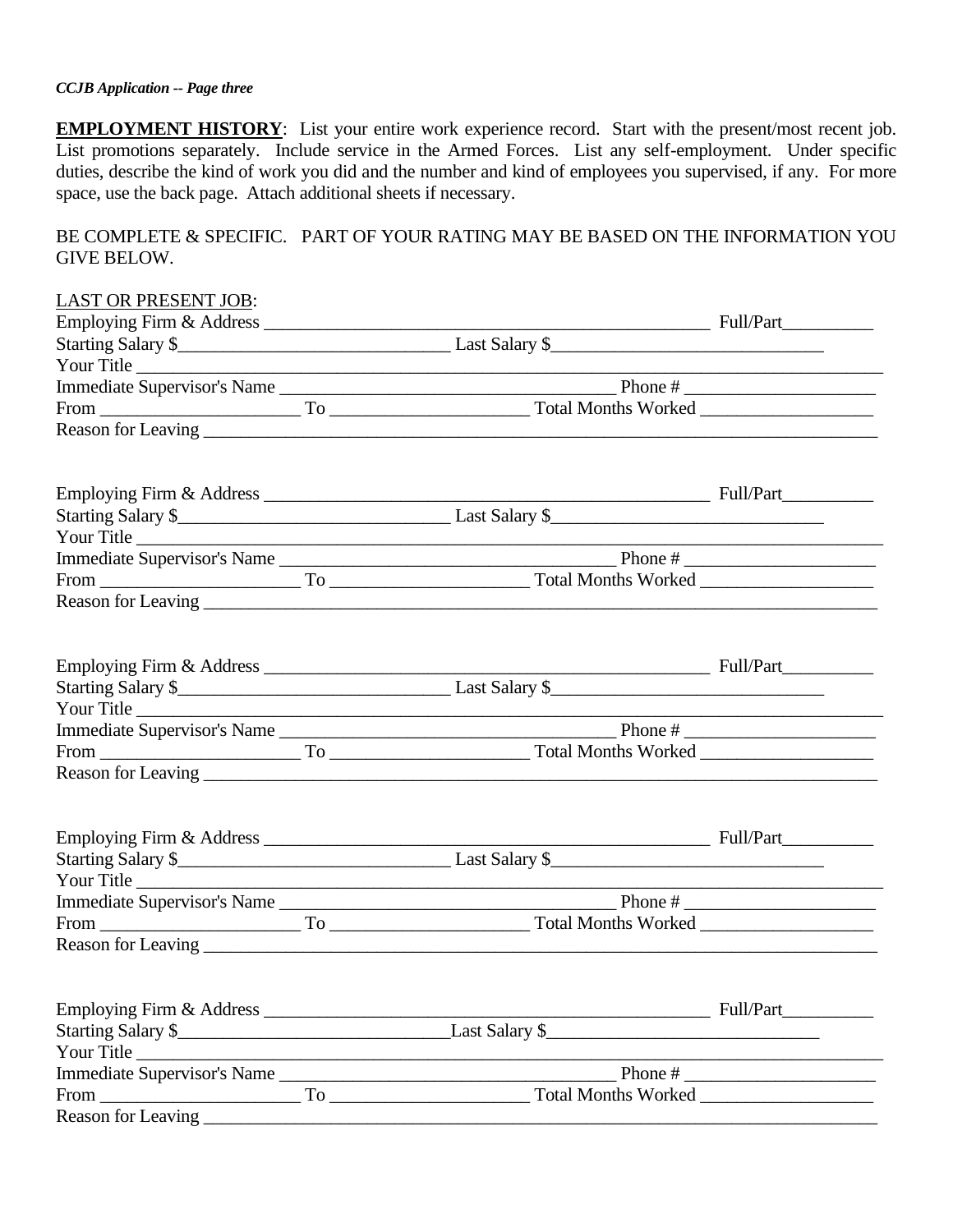*CCJB Application -- Page three*

**EMPLOYMENT HISTORY**: List your entire work experience record. Start with the present/most recent job. List promotions separately. Include service in the Armed Forces. List any self-employment. Under specific duties, describe the kind of work you did and the number and kind of employees you supervised, if any. For more space, use the back page. Attach additional sheets if necessary.

BE COMPLETE & SPECIFIC. PART OF YOUR RATING MAY BE BASED ON THE INFORMATION YOU GIVE BELOW.

LAST OR PRESENT JOB:

Employing Firm & Address ______________________________ Full/Part__________
Starting Salary $______________________________ Last Salary $______________________________
Your Title ______________________________________________________________
Immediate Supervisor's Name ______________________________ Phone # ____________________
From ____________________ To ____________________ Total Months Worked __________________
Reason for Leaving ______________________________________________________________

Employing Firm & Address ______________________________ Full/Part__________
Starting Salary $______________________________ Last Salary $______________________________
Your Title ______________________________________________________________
Immediate Supervisor's Name ______________________________ Phone # ____________________
From ____________________ To ____________________ Total Months Worked __________________
Reason for Leaving ______________________________________________________________

Employing Firm & Address ______________________________ Full/Part__________
Starting Salary $______________________________ Last Salary $______________________________
Your Title ______________________________________________________________
Immediate Supervisor's Name ______________________________ Phone # ____________________
From ____________________ To ____________________ Total Months Worked __________________
Reason for Leaving ______________________________________________________________

Employing Firm & Address ______________________________ Full/Part__________
Starting Salary $______________________________ Last Salary $______________________________
Your Title ______________________________________________________________
Immediate Supervisor's Name ______________________________ Phone # ____________________
From ____________________ To ____________________ Total Months Worked __________________
Reason for Leaving ______________________________________________________________

Employing Firm & Address ______________________________ Full/Part__________
Starting Salary $______________________________Last Salary $______________________________
Your Title ______________________________________________________________
Immediate Supervisor's Name ______________________________ Phone # ____________________
From ____________________ To ____________________ Total Months Worked __________________
Reason for Leaving ______________________________________________________________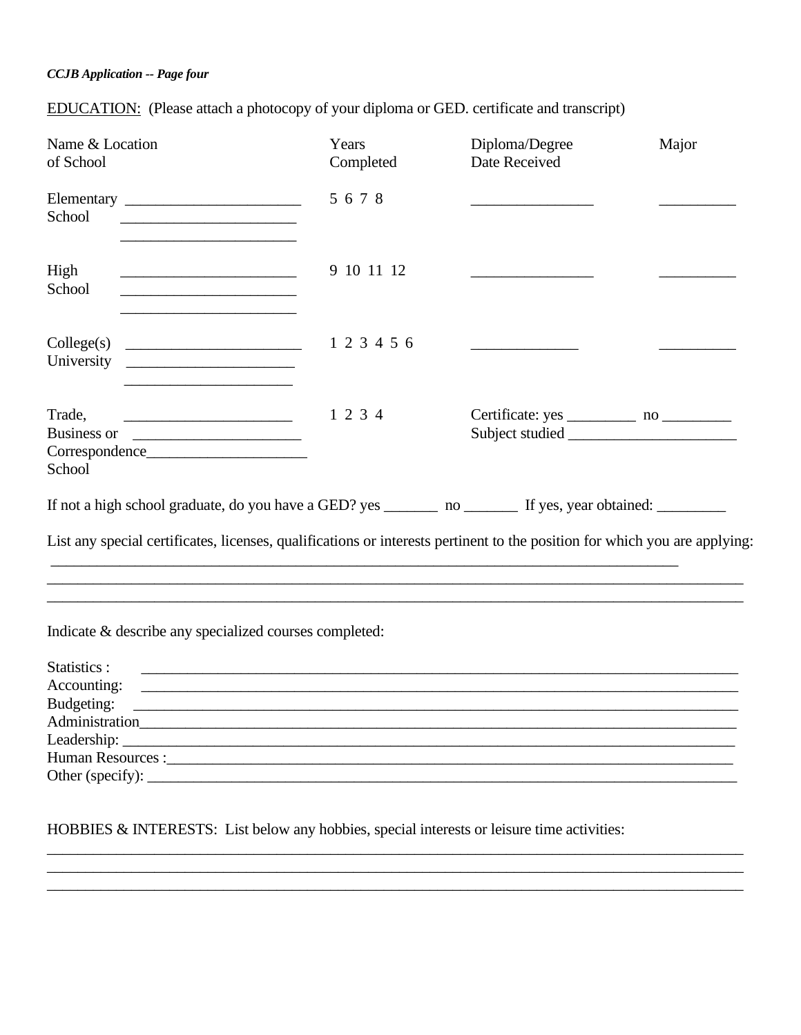*CCJB Application -- Page four*

EDUCATION: (Please attach a photocopy of your diploma or GED. certificate and transcript)

| Name & Location of School | Years Completed | Diploma/Degree Date Received | Major |
|---|---|---|---|
| Elementary School ______________________ | 5 6 7 8 | ________________ | __________ |
| High School ______________________ | 9 10 11 12 | ________________ | __________ |
| College(s) University ______________________ | 1 2 3 4 5 6 | ______________ | __________ |
| Trade, Business or Correspondence School ______________________ | 1 2 3 4 | Certificate: yes _________ no _________ Subject studied ______________________ | |

If not a high school graduate, do you have a GED? yes _______ no _______ If yes, year obtained: _________

List any special certificates, licenses, qualifications or interests pertinent to the position for which you are applying:
_____________________________________________________________________________________
_____________________________________________________________________________________
_____________________________________________________________________________________

Indicate & describe any specialized courses completed:

Statistics : ____________________________________________________________________________
Accounting: ____________________________________________________________________________
Budgeting: _____________________________________________________________________________
Administration___________________________________________________________________________
Leadership: ____________________________________________________________________________
Human Resources :_______________________________________________________________________
Other (specify): _________________________________________________________________________

HOBBIES & INTERESTS: List below any hobbies, special interests or leisure time activities:
_____________________________________________________________________________________
_____________________________________________________________________________________
_____________________________________________________________________________________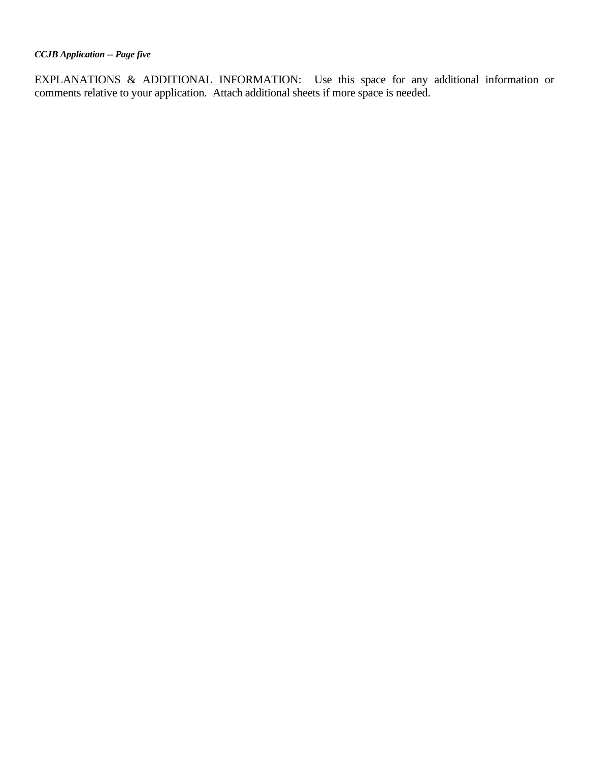EXPLANATIONS & ADDITIONAL INFORMATION: Use this space for any additional information or comments relative to your application. Attach additional sheets if more space is needed.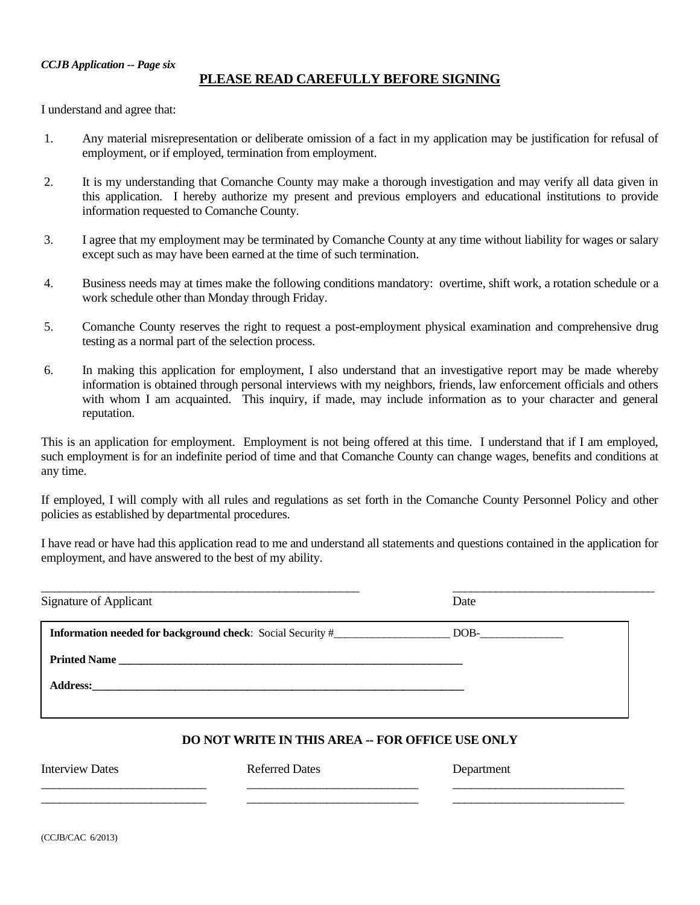*CCJB Application -- Page six*

## PLEASE READ CAREFULLY BEFORE SIGNING

I understand and agree that:

1. Any material misrepresentation or deliberate omission of a fact in my application may be justification for refusal of employment, or if employed, termination from employment.

2. It is my understanding that Comanche County may make a thorough investigation and may verify all data given in this application. I hereby authorize my present and previous employers and educational institutions to provide information requested to Comanche County.

3. I agree that my employment may be terminated by Comanche County at any time without liability for wages or salary except such as may have been earned at the time of such termination.

4. Business needs may at times make the following conditions mandatory: overtime, shift work, a rotation schedule or a work schedule other than Monday through Friday.

5. Comanche County reserves the right to request a post-employment physical examination and comprehensive drug testing as a normal part of the selection process.

6. In making this application for employment, I also understand that an investigative report may be made whereby information is obtained through personal interviews with my neighbors, friends, law enforcement officials and others with whom I am acquainted. This inquiry, if made, may include information as to your character and general reputation.

This is an application for employment. Employment is not being offered at this time. I understand that if I am employed, such employment is for an indefinite period of time and that Comanche County can change wages, benefits and conditions at any time.

If employed, I will comply with all rules and regulations as set forth in the Comanche County Personnel Policy and other policies as established by departmental procedures.

I have read or have had this application read to me and understand all statements and questions contained in the application for employment, and have answered to the best of my ability.

_______________________________________________ Signature of Applicant

______________________________ Date

**Information needed for background check**: Social Security #_____________________ DOB-_______________

**Printed Name** ______________________________________________________________

**Address:**_________________________________________________________________

**DO NOT WRITE IN THIS AREA -- FOR OFFICE USE ONLY**

| Interview Dates | Referred Dates | Department |
|---|---|---|
| ___________________________ | ___________________________ | ___________________________ |
| ___________________________ | ___________________________ | ___________________________ |

(CCJB/CAC 6/2013)